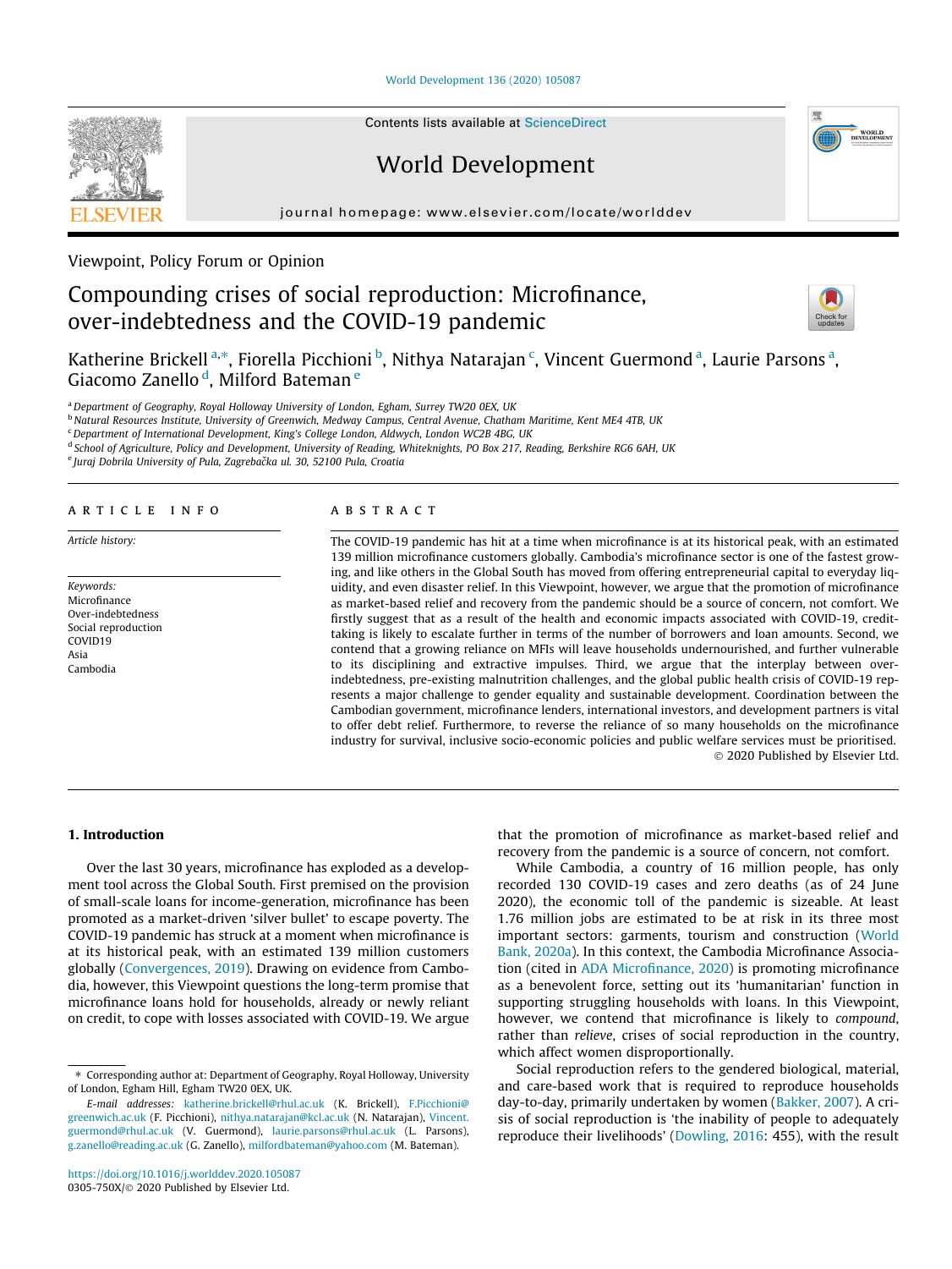Viewpoint, Policy Forum or Opinion

# Compounding crises of social reproduction: Microfinance, over-indebtedness and the COVID-19 pandemic

Katherine Brickell [a,*], Fiorella Picchioni [b], Nithya Natarajan [c], Vincent Guermond [a], Laurie Parsons [a], Giacomo Zanello [d], Milford Bateman [e]

[a] Department of Geography, Royal Holloway University of London, Egham, Surrey TW20 0EX, UK
[b] Natural Resources Institute, University of Greenwich, Medway Campus, Central Avenue, Chatham Maritime, Kent ME4 4TB, UK
[c] Department of International Development, King's College London, Aldwych, London WC2B 4BG, UK
[d] School of Agriculture, Policy and Development, University of Reading, Whiteknights, PO Box 217, Reading, Berkshire RG6 6AH, UK
[e] Juraj Dobrila University of Pula, Zagrebačka ul. 30, 52100 Pula, Croatia

## ARTICLE INFO

*Article history:*

*Keywords:*
Microfinance
Over-indebtedness
Social reproduction
COVID19
Asia
Cambodia

## ABSTRACT

The COVID-19 pandemic has hit at a time when microfinance is at its historical peak, with an estimated 139 million microfinance customers globally. Cambodia's microfinance sector is one of the fastest growing, and like others in the Global South has moved from offering entrepreneurial capital to everyday liquidity, and even disaster relief. In this Viewpoint, however, we argue that the promotion of microfinance as market-based relief and recovery from the pandemic should be a source of concern, not comfort. We firstly suggest that as a result of the health and economic impacts associated with COVID-19, credit-taking is likely to escalate further in terms of the number of borrowers and loan amounts. Second, we contend that a growing reliance on MFIs will leave households undernourished, and further vulnerable to its disciplining and extractive impulses. Third, we argue that the interplay between over-indebtedness, pre-existing malnutrition challenges, and the global public health crisis of COVID-19 represents a major challenge to gender equality and sustainable development. Coordination between the Cambodian government, microfinance lenders, international investors, and development partners is vital to offer debt relief. Furthermore, to reverse the reliance of so many households on the microfinance industry for survival, inclusive socio-economic policies and public welfare services must be prioritised.

© 2020 Published by Elsevier Ltd.

## 1. Introduction

Over the last 30 years, microfinance has exploded as a development tool across the Global South. First premised on the provision of small-scale loans for income-generation, microfinance has been promoted as a market-driven 'silver bullet' to escape poverty. The COVID-19 pandemic has struck at a moment when microfinance is at its historical peak, with an estimated 139 million customers globally (Convergences, 2019). Drawing on evidence from Cambodia, however, this Viewpoint questions the long-term promise that microfinance loans hold for households, already or newly reliant on credit, to cope with losses associated with COVID-19. We argue that the promotion of microfinance as market-based relief and recovery from the pandemic is a source of concern, not comfort.

While Cambodia, a country of 16 million people, has only recorded 130 COVID-19 cases and zero deaths (as of 24 June 2020), the economic toll of the pandemic is sizeable. At least 1.76 million jobs are estimated to be at risk in its three most important sectors: garments, tourism and construction (World Bank, 2020a). In this context, the Cambodia Microfinance Association (cited in ADA Microfinance, 2020) is promoting microfinance as a benevolent force, setting out its 'humanitarian' function in supporting struggling households with loans. In this Viewpoint, however, we contend that microfinance is likely to *compound*, rather than *relieve*, crises of social reproduction in the country, which affect women disproportionally.

Social reproduction refers to the gendered biological, material, and care-based work that is required to reproduce households day-to-day, primarily undertaken by women (Bakker, 2007). A crisis of social reproduction is 'the inability of people to adequately reproduce their livelihoods' (Dowling, 2016: 455), with the result

* Corresponding author at: Department of Geography, Royal Holloway, University of London, Egham Hill, Egham TW20 0EX, UK.
*E-mail addresses:* katherine.brickell@rhul.ac.uk (K. Brickell), F.Picchioni@greenwich.ac.uk (F. Picchioni), nithya.natarajan@kcl.ac.uk (N. Natarajan), Vincent.guermond@rhul.ac.uk (V. Guermond), laurie.parsons@rhul.ac.uk (L. Parsons), g.zanello@reading.ac.uk (G. Zanello), milfordbateman@yahoo.com (M. Bateman).

https://doi.org/10.1016/j.worlddev.2020.105087
0305-750X/© 2020 Published by Elsevier Ltd.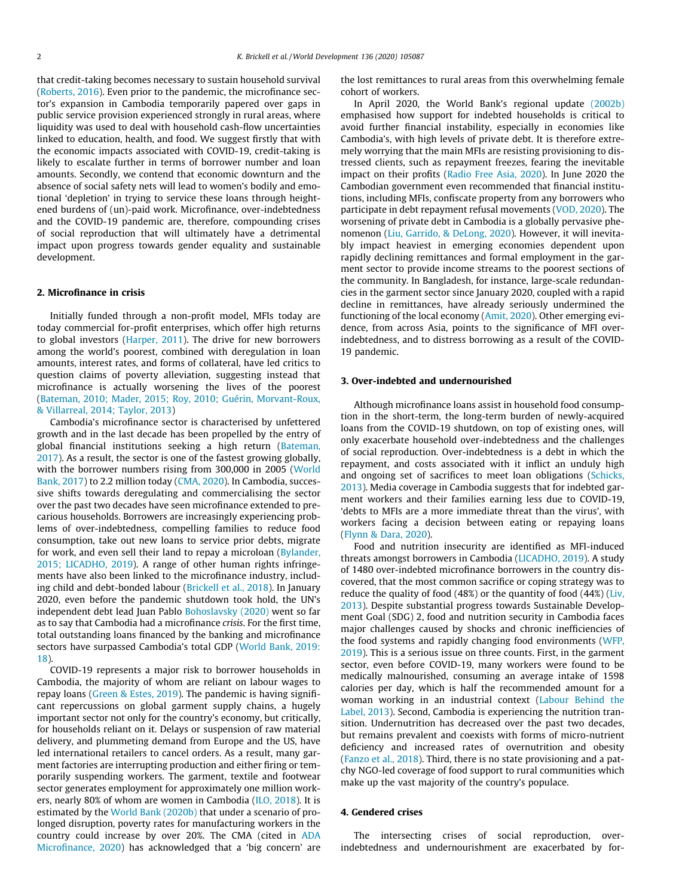that credit-taking becomes necessary to sustain household survival (Roberts, 2016). Even prior to the pandemic, the microfinance sector's expansion in Cambodia temporarily papered over gaps in public service provision experienced strongly in rural areas, where liquidity was used to deal with household cash-flow uncertainties linked to education, health, and food. We suggest firstly that with the economic impacts associated with COVID-19, credit-taking is likely to escalate further in terms of borrower number and loan amounts. Secondly, we contend that economic downturn and the absence of social safety nets will lead to women's bodily and emotional 'depletion' in trying to service these loans through heightened burdens of (un)-paid work. Microfinance, over-indebtedness and the COVID-19 pandemic are, therefore, compounding crises of social reproduction that will ultimately have a detrimental impact upon progress towards gender equality and sustainable development.

## 2. Microfinance in crisis

Initially funded through a non-profit model, MFIs today are today commercial for-profit enterprises, which offer high returns to global investors (Harper, 2011). The drive for new borrowers among the world's poorest, combined with deregulation in loan amounts, interest rates, and forms of collateral, have led critics to question claims of poverty alleviation, suggesting instead that microfinance is actually worsening the lives of the poorest (Bateman, 2010; Mader, 2015; Roy, 2010; Guérin, Morvant-Roux, & Villarreal, 2014; Taylor, 2013)

Cambodia's microfinance sector is characterised by unfettered growth and in the last decade has been propelled by the entry of global financial institutions seeking a high return (Bateman, 2017). As a result, the sector is one of the fastest growing globally, with the borrower numbers rising from 300,000 in 2005 (World Bank, 2017) to 2.2 million today (CMA, 2020). In Cambodia, successive shifts towards deregulating and commercialising the sector over the past two decades have seen microfinance extended to precarious households. Borrowers are increasingly experiencing problems of over-indebtedness, compelling families to reduce food consumption, take out new loans to service prior debts, migrate for work, and even sell their land to repay a microloan (Bylander, 2015; LICADHO, 2019). A range of other human rights infringements have also been linked to the microfinance industry, including child and debt-bonded labour (Brickell et al., 2018). In January 2020, even before the pandemic shutdown took hold, the UN's independent debt lead Juan Pablo Bohoslavsky (2020) went so far as to say that Cambodia had a microfinance *crisis*. For the first time, total outstanding loans financed by the banking and microfinance sectors have surpassed Cambodia's total GDP (World Bank, 2019: 18).

COVID-19 represents a major risk to borrower households in Cambodia, the majority of whom are reliant on labour wages to repay loans (Green & Estes, 2019). The pandemic is having significant repercussions on global garment supply chains, a hugely important sector not only for the country's economy, but critically, for households reliant on it. Delays or suspension of raw material delivery, and plummeting demand from Europe and the US, have led international retailers to cancel orders. As a result, many garment factories are interrupting production and either firing or temporarily suspending workers. The garment, textile and footwear sector generates employment for approximately one million workers, nearly 80% of whom are women in Cambodia (ILO, 2018). It is estimated by the World Bank (2020b) that under a scenario of prolonged disruption, poverty rates for manufacturing workers in the country could increase by over 20%. The CMA (cited in ADA Microfinance, 2020) has acknowledged that a 'big concern' are the lost remittances to rural areas from this overwhelming female cohort of workers.

In April 2020, the World Bank's regional update (2002b) emphasised how support for indebted households is critical to avoid further financial instability, especially in economies like Cambodia's, with high levels of private debt. It is therefore extremely worrying that the main MFIs are resisting provisioning to distressed clients, such as repayment freezes, fearing the inevitable impact on their profits (Radio Free Asia, 2020). In June 2020 the Cambodian government even recommended that financial institutions, including MFIs, confiscate property from any borrowers who participate in debt repayment refusal movements (VOD, 2020). The worsening of private debt in Cambodia is a globally pervasive phenomenon (Liu, Garrido, & DeLong, 2020). However, it will inevitably impact heaviest in emerging economies dependent upon rapidly declining remittances and formal employment in the garment sector to provide income streams to the poorest sections of the community. In Bangladesh, for instance, large-scale redundancies in the garment sector since January 2020, coupled with a rapid decline in remittances, have already seriously undermined the functioning of the local economy (Amit, 2020). Other emerging evidence, from across Asia, points to the significance of MFI over-indebtedness, and to distress borrowing as a result of the COVID-19 pandemic.

## 3. Over-indebted and undernourished

Although microfinance loans assist in household food consumption in the short-term, the long-term burden of newly-acquired loans from the COVID-19 shutdown, on top of existing ones, will only exacerbate household over-indebtedness and the challenges of social reproduction. Over-indebtedness is a debt in which the repayment, and costs associated with it inflict an unduly high and ongoing set of sacrifices to meet loan obligations (Schicks, 2013). Media coverage in Cambodia suggests that for indebted garment workers and their families earning less due to COVID-19, 'debts to MFIs are a more immediate threat than the virus', with workers facing a decision between eating or repaying loans (Flynn & Dara, 2020).

Food and nutrition insecurity are identified as MFI-induced threats amongst borrowers in Cambodia (LICADHO, 2019). A study of 1480 over-indebted microfinance borrowers in the country discovered, that the most common sacrifice or coping strategy was to reduce the quality of food (48%) or the quantity of food (44%) (Liv, 2013). Despite substantial progress towards Sustainable Development Goal (SDG) 2, food and nutrition security in Cambodia faces major challenges caused by shocks and chronic inefficiencies of the food systems and rapidly changing food environments (WFP, 2019). This is a serious issue on three counts. First, in the garment sector, even before COVID-19, many workers were found to be medically malnourished, consuming an average intake of 1598 calories per day, which is half the recommended amount for a woman working in an industrial context (Labour Behind the Label, 2013). Second, Cambodia is experiencing the nutrition transition. Undernutrition has decreased over the past two decades, but remains prevalent and coexists with forms of micro-nutrient deficiency and increased rates of overnutrition and obesity (Fanzo et al., 2018). Third, there is no state provisioning and a patchy NGO-led coverage of food support to rural communities which make up the vast majority of the country's populace.

## 4. Gendered crises

The intersecting crises of social reproduction, over-indebtedness and undernourishment are exacerbated by for-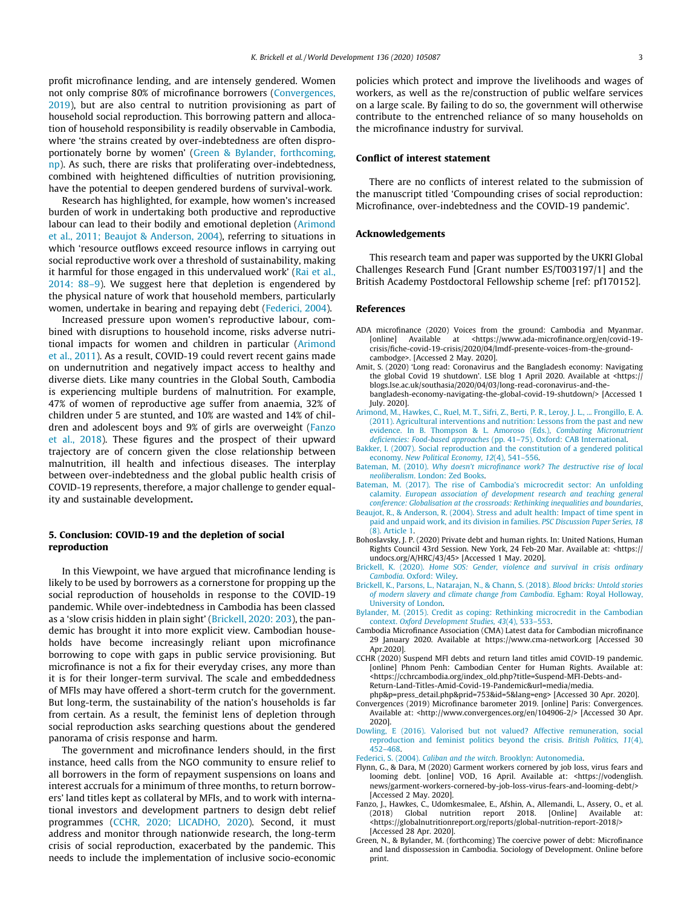profit microfinance lending, and are intensely gendered. Women not only comprise 80% of microfinance borrowers (Convergences, 2019), but are also central to nutrition provisioning as part of household social reproduction. This borrowing pattern and allocation of household responsibility is readily observable in Cambodia, where 'the strains created by over-indebtedness are often disproportionately borne by women' (Green & Bylander, forthcoming, np). As such, there are risks that proliferating over-indebtedness, combined with heightened difficulties of nutrition provisioning, have the potential to deepen gendered burdens of survival-work.

Research has highlighted, for example, how women's increased burden of work in undertaking both productive and reproductive labour can lead to their bodily and emotional depletion (Arimond et al., 2011; Beaujot & Anderson, 2004), referring to situations in which 'resource outflows exceed resource inflows in carrying out social reproductive work over a threshold of sustainability, making it harmful for those engaged in this undervalued work' (Rai et al., 2014: 88–9). We suggest here that depletion is engendered by the physical nature of work that household members, particularly women, undertake in bearing and repaying debt (Federici, 2004).

Increased pressure upon women's reproductive labour, combined with disruptions to household income, risks adverse nutritional impacts for women and children in particular (Arimond et al., 2011). As a result, COVID-19 could revert recent gains made on undernutrition and negatively impact access to healthy and diverse diets. Like many countries in the Global South, Cambodia is experiencing multiple burdens of malnutrition. For example, 47% of women of reproductive age suffer from anaemia, 32% of children under 5 are stunted, and 10% are wasted and 14% of children and adolescent boys and 9% of girls are overweight (Fanzo et al., 2018). These figures and the prospect of their upward trajectory are of concern given the close relationship between malnutrition, ill health and infectious diseases. The interplay between over-indebtedness and the global public health crisis of COVID-19 represents, therefore, a major challenge to gender equality and sustainable development.

## 5. Conclusion: COVID-19 and the depletion of social reproduction

In this Viewpoint, we have argued that microfinance lending is likely to be used by borrowers as a cornerstone for propping up the social reproduction of households in response to the COVID-19 pandemic. While over-indebtedness in Cambodia has been classed as a 'slow crisis hidden in plain sight' (Brickell, 2020: 203), the pandemic has brought it into more explicit view. Cambodian households have become increasingly reliant upon microfinance borrowing to cope with gaps in public service provisioning. But microfinance is not a fix for their everyday crises, any more than it is for their longer-term survival. The scale and embeddedness of MFIs may have offered a short-term crutch for the government. But long-term, the sustainability of the nation's households is far from certain. As a result, the feminist lens of depletion through social reproduction asks searching questions about the gendered panorama of crisis response and harm.

The government and microfinance lenders should, in the first instance, heed calls from the NGO community to ensure relief to all borrowers in the form of repayment suspensions on loans and interest accruals for a minimum of three months, to return borrowers' land titles kept as collateral by MFIs, and to work with international investors and development partners to design debt relief programmes (CCHR, 2020; LICADHO, 2020). Second, it must address and monitor through nationwide research, the long-term crisis of social reproduction, exacerbated by the pandemic. This needs to include the implementation of inclusive socio-economic policies which protect and improve the livelihoods and wages of workers, as well as the re/construction of public welfare services on a large scale. By failing to do so, the government will otherwise contribute to the entrenched reliance of so many households on the microfinance industry for survival.

## Conflict of interest statement

There are no conflicts of interest related to the submission of the manuscript titled 'Compounding crises of social reproduction: Microfinance, over-indebtedness and the COVID-19 pandemic'.

## Acknowledgements

This research team and paper was supported by the UKRI Global Challenges Research Fund [Grant number ES/T003197/1] and the British Academy Postdoctoral Fellowship scheme [ref: pf170152].

## References

ADA microfinance (2020) Voices from the ground: Cambodia and Myanmar. [online] Available at <https://www.ada-microfinance.org/en/covid-19-crisis/fiche-covid-19-crisis/2020/04/lmdf-presente-voices-from-the-ground-cambodge>. [Accessed 2 May. 2020].

Amit, S. (2020) 'Long read: Coronavirus and the Bangladesh economy: Navigating the global Covid 19 shutdown'. LSE blog 1 April 2020. Available at <https://blogs.lse.ac.uk/southasia/2020/04/03/long-read-coronavirus-and-the-bangladesh-economy-navigating-the-global-covid-19-shutdown/> [Accessed 1 July. 2020].

Arimond, M., Hawkes, C., Ruel, M. T., Sifri, Z., Berti, P. R., Leroy, J. L., ... Frongillo, E. A. (2011). Agricultural interventions and nutrition: Lessons from the past and new evidence. In B. Thompson & L. Amoroso (Eds.), *Combating Micronutrient deficiencies: Food-based approaches* (pp. 41–75). Oxford: CAB International.

Bakker, I. (2007). Social reproduction and the constitution of a gendered political economy. *New Political Economy, 12*(4), 541–556.

Bateman, M. (2010). *Why doesn't microfinance work? The destructive rise of local neoliberalism*. London: Zed Books.

Bateman, M. (2017). The rise of Cambodia's microcredit sector: An unfolding calamity. *European association of development research and teaching general conference: Globalisation at the crossroads: Rethinking inequalities and boundaries*.

Beaujot, R., & Anderson, R. (2004). Stress and adult health: Impact of time spent in paid and unpaid work, and its division in families. *PSC Discussion Paper Series, 18*(8). Article 1.

Bohoslavsky, J. P. (2020) Private debt and human rights. In: United Nations, Human Rights Council 43rd Session. New York, 24 Feb-20 Mar. Available at: <https://undocs.org/A/HRC/43/45> [Accessed 1 May. 2020].

Brickell, K. (2020). *Home SOS: Gender, violence and survival in crisis ordinary Cambodia*. Oxford: Wiley.

Brickell, K., Parsons, L., Natarajan, N., & Chann, S. (2018). *Blood bricks: Untold stories of modern slavery and climate change from Cambodia*. Egham: Royal Holloway, University of London.

Bylander, M. (2015). Credit as coping: Rethinking microcredit in the Cambodian context. *Oxford Development Studies, 43*(4), 533–553.

Cambodia Microfinance Association (CMA) Latest data for Cambodian microfinance 29 January 2020. Available at https://www.cma-network.org [Accessed 30 Apr.2020].

CCHR (2020) Suspend MFI debts and return land titles amid COVID-19 pandemic. [online] Phnom Penh: Cambodian Center for Human Rights. Available at: <https://cchrcambodia.org/index_old.php?title=Suspend-MFI-Debts-and-Return-Land-Titles-Amid-Covid-19-Pandemic&url=media/media.php&p=press_detail.php&prid=753&id=5&lang=eng> [Accessed 30 Apr. 2020].

Convergences (2019) Microfinance barometer 2019. [online] Paris: Convergences. Available at: <http://www.convergences.org/en/104906-2/> [Accessed 30 Apr. 2020].

Dowling, E (2016). Valorised but not valued? Affective remuneration, social reproduction and feminist politics beyond the crisis. *British Politics, 11*(4), 452–468.

Federici, S. (2004). *Caliban and the witch*. Brooklyn: Autonomedia.

Flynn, G., & Dara, M (2020) Garment workers cornered by job loss, virus fears and looming debt. [online] VOD, 16 April. Available at: <https://vodenglish.news/garment-workers-cornered-by-job-loss-virus-fears-and-looming-debt/> [Accessed 2 May. 2020].

Fanzo, J., Hawkes, C., Udomkesmalee, E., Afshin, A., Allemandi, L., Assery, O., et al. (2018) Global nutrition report 2018. [Online] Available at: <https://globalnutritionreport.org/reports/global-nutrition-report-2018/> [Accessed 28 Apr. 2020].

Green, N., & Bylander, M. (forthcoming) The coercive power of debt: Microfinance and land dispossession in Cambodia. Sociology of Development. Online before print.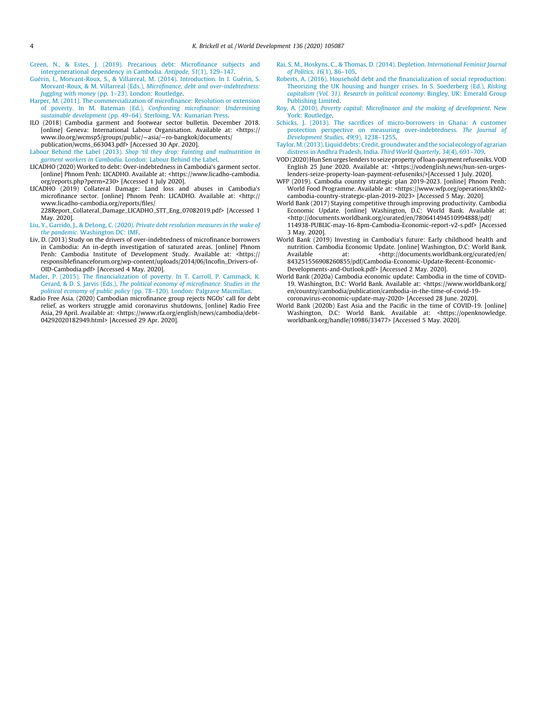Green, N., & Estes, J. (2019). Precarious debt: Microfinance subjects and intergenerational dependency in Cambodia. *Antipode, 51*(1), 129–147.

Guérin, I., Morvant-Roux, S., & Villarreal, M. (2014). Introduction. In I. Guérin, S. Morvant-Roux, & M. Villarreal (Eds.), *Microfinance, debt and over-indebtedness: Juggling with money* (pp. 1–23). London: Routledge.

Harper, M. (2011). The commercialization of microfinance: Resolution or extension of poverty. In M. Bateman (Ed.), *Confronting microfinance: Undermining sustainable development* (pp. 49–64). Sterloing, VA: Kumarian Press.

ILO (2018) Cambodia garment and footwear sector bulletin. December 2018. [online] Geneva: International Labour Organisation. Available at: <https://www.ilo.org/wcmsp5/groups/public/—asia/—ro-bangkok/documents/publication/wcms_663043.pdf> [Accessed 30 Apr. 2020].

Labour Behind the Label (2013). *Shop 'til they drop: Fainting and malnutrition in garment workers in Cambodia*. London: Labour Behind the Label.

LICADHO (2020) Worked to debt: Over-indebtedness in Cambodia's garment sector. [online] Phnom Penh: LICADHO. Available at: <https://www.licadho-cambodia.org/reports.php?perm=230> [Accessed 1 July 2020].

LICADHO (2019) Collateral Damage: Land loss and abuses in Cambodia's microfinance sector. [online] Phnom Penh: LICADHO. Available at: <http://www.licadho-cambodia.org/reports/files/228Report_Collateral_Damage_LICADHO_STT_Eng_07082019.pdf> [Accessed 1 May. 2020].

Liu, Y., Garrido, J., & DeLong, C. (2020). *Private debt resolution measures in the wake of the pandemic*. Washington DC: IMF.

Liv, D. (2013) Study on the drivers of over-indebtedness of microfinance borrowers in Cambodia: An in-depth investigation of saturated areas. [online] Phnom Penh: Cambodia Institute of Development Study. Available at: <https://responsiblefinanceforum.org/wp-content/uploads/2014/06/Incofin_Drivers-of-OID-Cambodia.pdf> [Accessed 4 May. 2020].

Mader, P. (2015). The financialization of poverty. In T. Carroll, P. Cammack, K. Gerard, & D. S. Jarvis (Eds.), *The political economy of microfinance. Studies in the political economy of public policy* (pp. 78–120). London: Palgrave Macmillan.

Radio Free Asia. (2020) Cambodian microfinance group rejects NGOs' call for debt relief, as workers struggle amid coronavirus shutdowns, [online] Radio Free Asia, 29 April. Available at: <https://www.rfa.org/english/news/cambodia/debt-04292020182949.html> [Accessed 29 Apr. 2020].

Rai, S. M., Hoskyns, C., & Thomas, D. (2014). Depletion. *International Feminist Journal of Politics, 16*(1), 86–105.

Roberts, A. (2016). Household debt and the financialization of social reproduction: Theorizing the UK housing and hunger crises. In S. Soederberg (Ed.), *Risking capitalism (Vol. 31). Research in political economy*. Bingley, UK: Emerald Group Publishing Limited.

Roy, A. (2010). *Poverty capital: Microfinance and the making of development*. New York: Routledge.

Schicks, J. (2013). The sacrifices of micro-borrowers in Ghana: A customer protection perspective on measuring over-indebtedness. *The Journal of Development Studies, 49*(9), 1238–1255.

Taylor, M. (2013). Liquid debts: Credit, groundwater and the social ecology of agrarian distress in Andhra Pradesh, India. *Third World Quarterly, 34*(4), 691–709.

VOD (2020) Hun Sen urges lenders to seize property of loan-payment refuseniks. VOD English 25 June 2020. Available at: <https://vodenglish.news/hun-sen-urges-lenders-seize-property-loan-payment-refuseniks/>[Accessed 1 July. 2020].

WFP (2019). Cambodia country strategic plan 2019-2023. [online] Phnom Penh: World Food Programme. Available at: <https://www.wfp.org/operations/kh02-cambodia-country-strategic-plan-2019-2023> [Accessed 5 May. 2020].

World Bank (2017) Staying competitive through improving productivity. Cambodia Economic Update. [online] Washington, D.C: World Bank. Available at: <http://documents.worldbank.org/curated/en/780641494510994888/pdf/114938-PUBLIC-may-16-8pm-Cambodia-Economic-report-v2-s.pdf> [Accessed 3 May. 2020].

World Bank (2019) Investing in Cambodia's future: Early childhood health and nutrition. Cambodia Economic Update. [online] Washington, D.C: World Bank. Available at: <http://documents.worldbank.org/curated/en/843251556908260855/pdf/Cambodia-Economic-Update-Recent-Economic-Developments-and-Outlook.pdf> [Accessed 2 May. 2020].

World Bank (2020a) Cambodia economic update: Cambodia in the time of COVID-19. Washington, D.C: World Bank. Available at: <https://www.worldbank.org/en/country/cambodia/publication/cambodia-in-the-time-of-covid-19-coronavirus-economic-update-may-2020> [Accessed 28 June. 2020].

World Bank (2020b) East Asia and the Pacific in the time of COVID-19. [online] Washington, D.C: World Bank. Available at: <https://openknowledge.worldbank.org/handle/10986/33477> [Accessed 5 May. 2020].